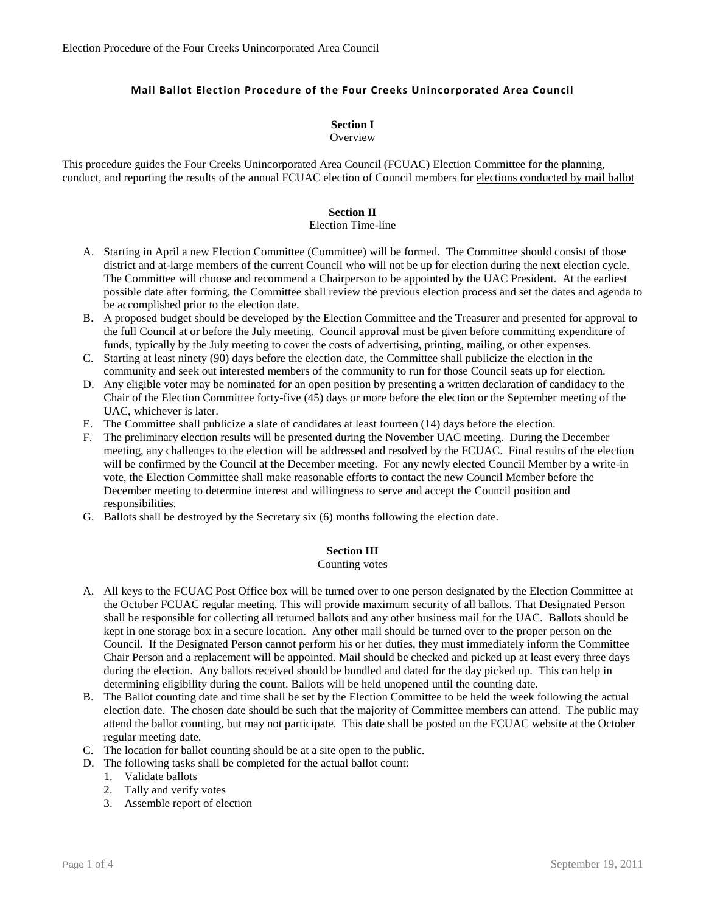# Mail Ballot Election Procedure of the Four Creeks Unincorporated Area Council

## Section I
Overview

This procedure guides the Four Creeks Unincorporated Area Council (FCUAC) Election Committee for the planning, conduct, and reporting the results of the annual FCUAC election of Council members for elections conducted by mail ballot

## Section II
Election Time-line

A. Starting in April a new Election Committee (Committee) will be formed. The Committee should consist of those district and at-large members of the current Council who will not be up for election during the next election cycle. The Committee will choose and recommend a Chairperson to be appointed by the UAC President. At the earliest possible date after forming, the Committee shall review the previous election process and set the dates and agenda to be accomplished prior to the election date.
B. A proposed budget should be developed by the Election Committee and the Treasurer and presented for approval to the full Council at or before the July meeting. Council approval must be given before committing expenditure of funds, typically by the July meeting to cover the costs of advertising, printing, mailing, or other expenses.
C. Starting at least ninety (90) days before the election date, the Committee shall publicize the election in the community and seek out interested members of the community to run for those Council seats up for election.
D. Any eligible voter may be nominated for an open position by presenting a written declaration of candidacy to the Chair of the Election Committee forty-five (45) days or more before the election or the September meeting of the UAC, whichever is later.
E. The Committee shall publicize a slate of candidates at least fourteen (14) days before the election.
F. The preliminary election results will be presented during the November UAC meeting. During the December meeting, any challenges to the election will be addressed and resolved by the FCUAC. Final results of the election will be confirmed by the Council at the December meeting. For any newly elected Council Member by a write-in vote, the Election Committee shall make reasonable efforts to contact the new Council Member before the December meeting to determine interest and willingness to serve and accept the Council position and responsibilities.
G. Ballots shall be destroyed by the Secretary six (6) months following the election date.

## Section III
Counting votes

A. All keys to the FCUAC Post Office box will be turned over to one person designated by the Election Committee at the October FCUAC regular meeting. This will provide maximum security of all ballots. That Designated Person shall be responsible for collecting all returned ballots and any other business mail for the UAC. Ballots should be kept in one storage box in a secure location. Any other mail should be turned over to the proper person on the Council. If the Designated Person cannot perform his or her duties, they must immediately inform the Committee Chair Person and a replacement will be appointed. Mail should be checked and picked up at least every three days during the election. Any ballots received should be bundled and dated for the day picked up. This can help in determining eligibility during the count. Ballots will be held unopened until the counting date.
B. The Ballot counting date and time shall be set by the Election Committee to be held the week following the actual election date. The chosen date should be such that the majority of Committee members can attend. The public may attend the ballot counting, but may not participate. This date shall be posted on the FCUAC website at the October regular meeting date.
C. The location for ballot counting should be at a site open to the public.
D. The following tasks shall be completed for the actual ballot count:
   1. Validate ballots
   2. Tally and verify votes
   3. Assemble report of election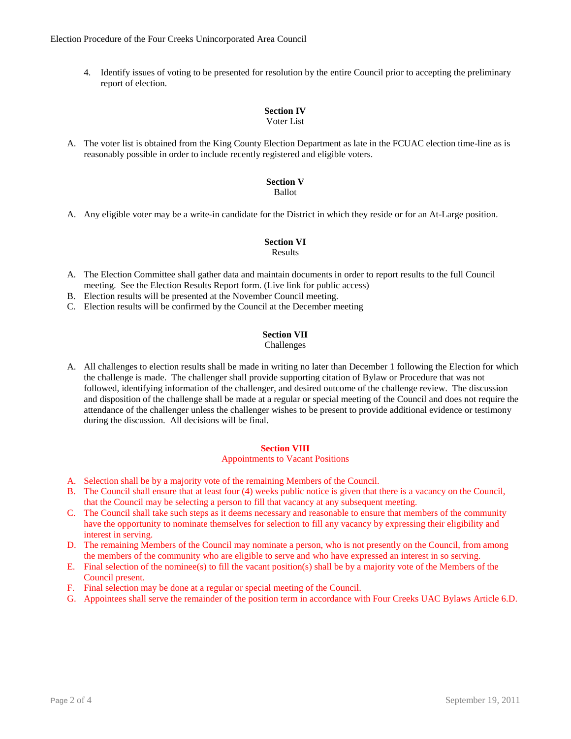4. Identify issues of voting to be presented for resolution by the entire Council prior to accepting the preliminary report of election.

## Section IV
Voter List

A. The voter list is obtained from the King County Election Department as late in the FCUAC election time-line as is reasonably possible in order to include recently registered and eligible voters.

## Section V
Ballot

A. Any eligible voter may be a write-in candidate for the District in which they reside or for an At-Large position.

## Section VI
Results

A. The Election Committee shall gather data and maintain documents in order to report results to the full Council meeting. See the Election Results Report form. (Live link for public access)
B. Election results will be presented at the November Council meeting.
C. Election results will be confirmed by the Council at the December meeting

## Section VII
Challenges

A. All challenges to election results shall be made in writing no later than December 1 following the Election for which the challenge is made. The challenger shall provide supporting citation of Bylaw or Procedure that was not followed, identifying information of the challenger, and desired outcome of the challenge review. The discussion and disposition of the challenge shall be made at a regular or special meeting of the Council and does not require the attendance of the challenger unless the challenger wishes to be present to provide additional evidence or testimony during the discussion. All decisions will be final.

## Section VIII
Appointments to Vacant Positions

A. Selection shall be by a majority vote of the remaining Members of the Council.
B. The Council shall ensure that at least four (4) weeks public notice is given that there is a vacancy on the Council, that the Council may be selecting a person to fill that vacancy at any subsequent meeting.
C. The Council shall take such steps as it deems necessary and reasonable to ensure that members of the community have the opportunity to nominate themselves for selection to fill any vacancy by expressing their eligibility and interest in serving.
D. The remaining Members of the Council may nominate a person, who is not presently on the Council, from among the members of the community who are eligible to serve and who have expressed an interest in so serving.
E. Final selection of the nominee(s) to fill the vacant position(s) shall be by a majority vote of the Members of the Council present.
F. Final selection may be done at a regular or special meeting of the Council.
G. Appointees shall serve the remainder of the position term in accordance with Four Creeks UAC Bylaws Article 6.D.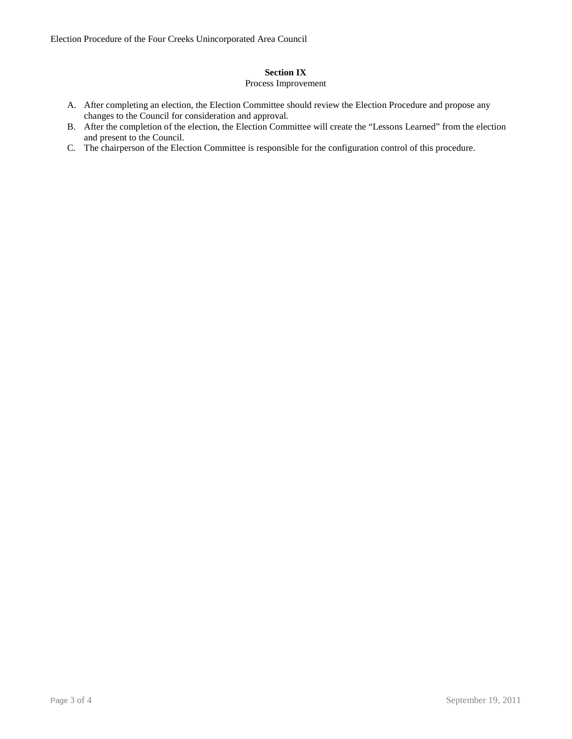**Section IX**

Process Improvement

A. After completing an election, the Election Committee should review the Election Procedure and propose any changes to the Council for consideration and approval.
B. After the completion of the election, the Election Committee will create the "Lessons Learned" from the election and present to the Council.
C. The chairperson of the Election Committee is responsible for the configuration control of this procedure.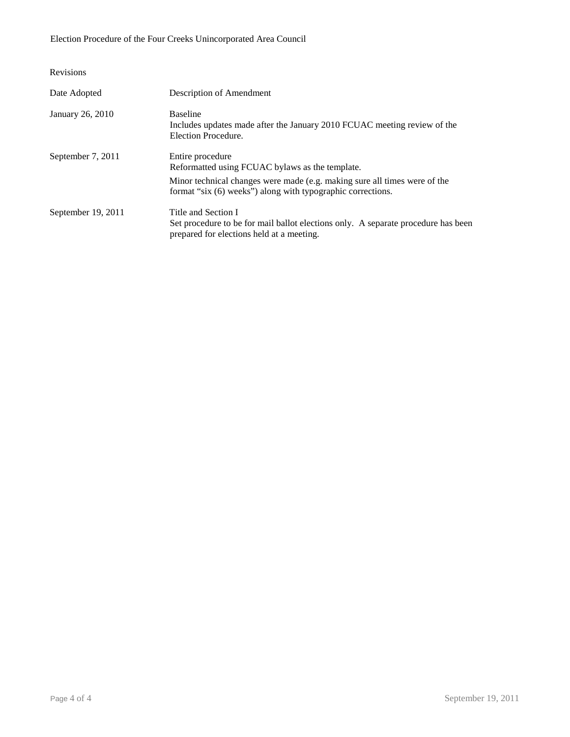Revisions

| Date Adopted | Description of Amendment |
|---|---|
| January 26, 2010 | Baseline<br>Includes updates made after the January 2010 FCUAC meeting review of the Election Procedure. |
| September 7, 2011 | Entire procedure<br>Reformatted using FCUAC bylaws as the template.<br>Minor technical changes were made (e.g. making sure all times were of the format "six (6) weeks") along with typographic corrections. |
| September 19, 2011 | Title and Section I<br>Set procedure to be for mail ballot elections only. A separate procedure has been prepared for elections held at a meeting. |